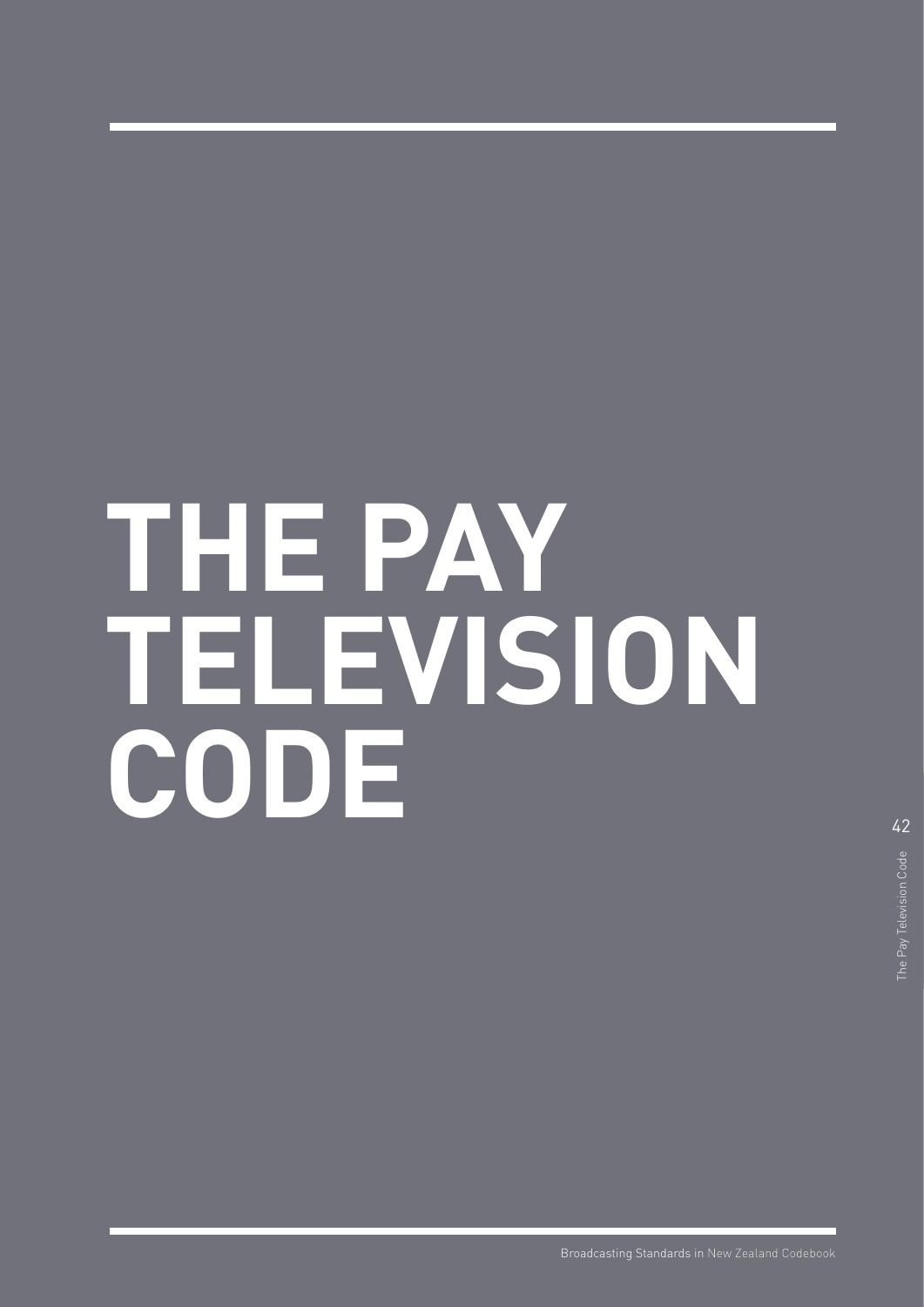# THE PAY TELEVISION CODE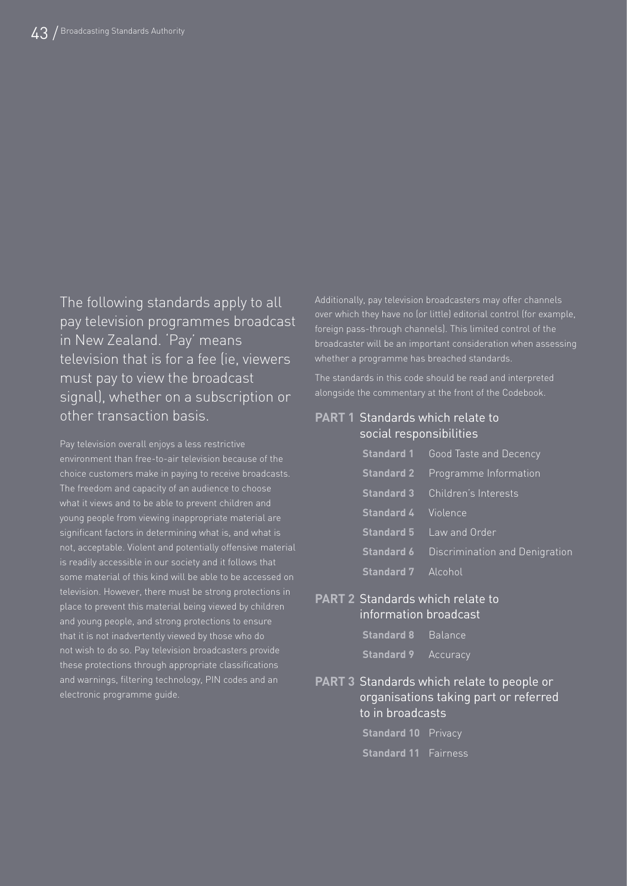The following standards apply to all pay television programmes broadcast in New Zealand. 'Pay' means television that is for a fee (ie, viewers must pay to view the broadcast signal), whether on a subscription or other transaction basis.

Pay television overall enjoys a less restrictive environment than free-to-air television because of the choice customers make in paying to receive broadcasts. The freedom and capacity of an audience to choose what it views and to be able to prevent children and young people from viewing inappropriate material are significant factors in determining what is, and what is not, acceptable. Violent and potentially offensive material is readily accessible in our society and it follows that some material of this kind will be able to be accessed on television. However, there must be strong protections in place to prevent this material being viewed by children and young people, and strong protections to ensure that it is not inadvertently viewed by those who do not wish to do so. Pay television broadcasters provide these protections through appropriate classifications and warnings, filtering technology, PIN codes and an electronic programme guide.

Additionally, pay television broadcasters may offer channels over which they have no (or little) editorial control (for example, foreign pass-through channels). This limited control of the broadcaster will be an important consideration when assessing whether a programme has breached standards.

The standards in this code should be read and interpreted alongside the commentary at the front of the Codebook.

**PART 1** Standards which relate to social responsibilities

- **Standard 1** Good Taste and Decency
- **Standard 2** Programme Information
- **Standard 3** Children's Interests
- **Standard 4** Violence
- **Standard 5** Law and Order
- **Standard 6** Discrimination and Denigration
- **Standard 7** Alcohol

**PART 2** Standards which relate to information broadcast

- **Standard 8** Balance
- **Standard 9** Accuracy

**PART 3** Standards which relate to people or organisations taking part or referred to in broadcasts

- **Standard 10** Privacy
- **Standard 11** Fairness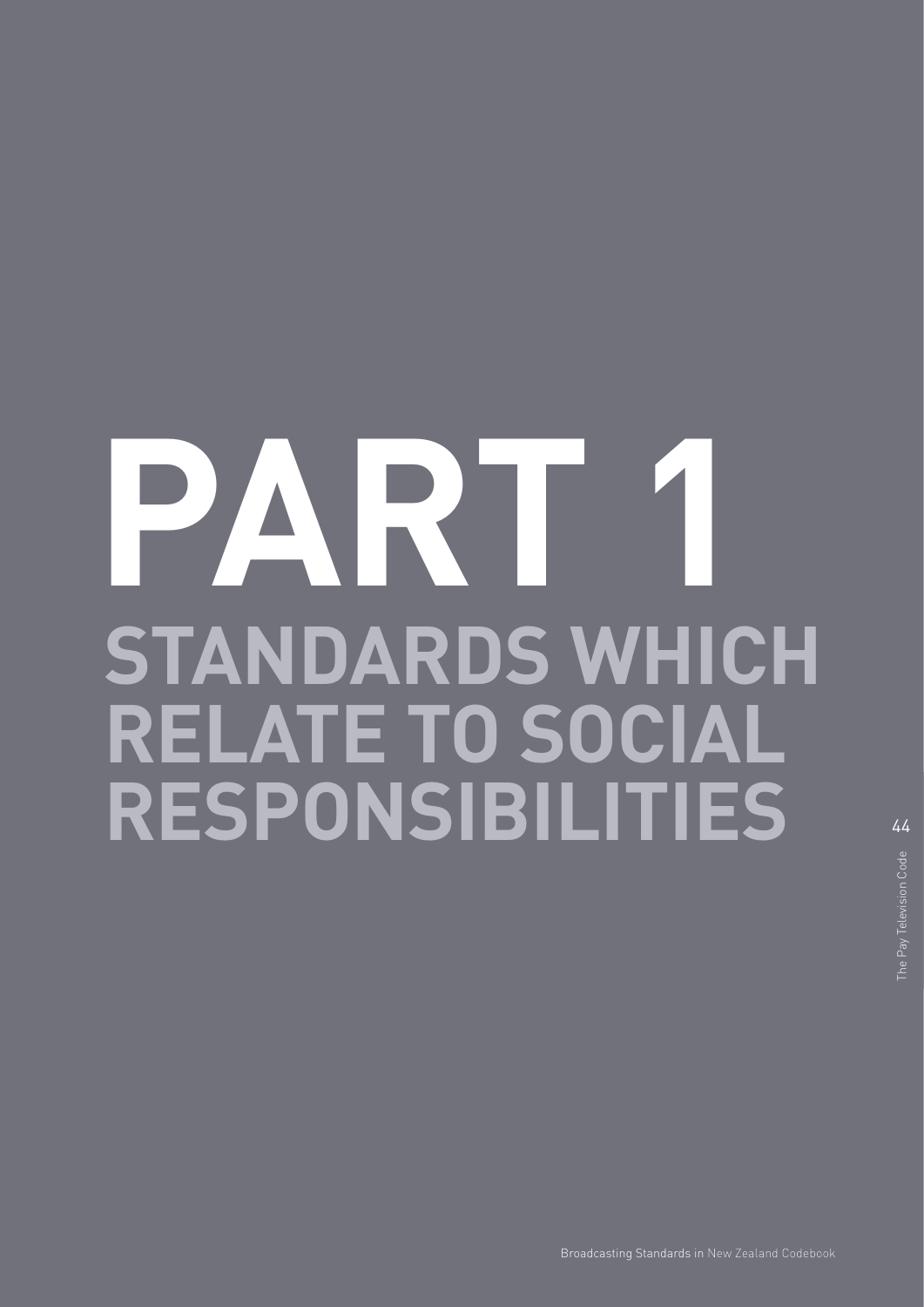# PART 1

## STANDARDS WHICH RELATE TO SOCIAL RESPONSIBILITIES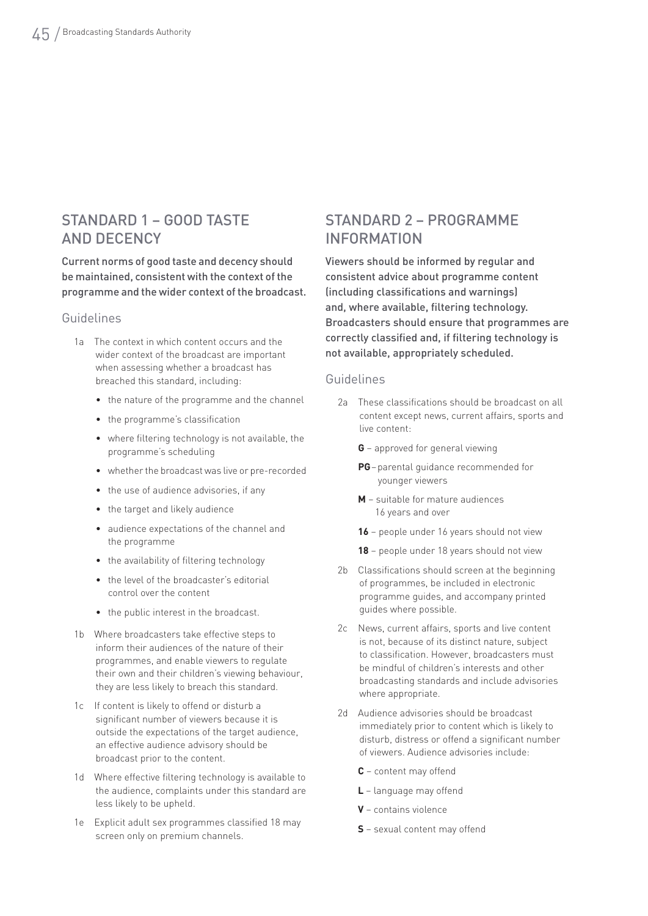## STANDARD 1 – GOOD TASTE AND DECENCY

**Current norms of good taste and decency should be maintained, consistent with the context of the programme and the wider context of the broadcast.**

### Guidelines

1a The context in which content occurs and the wider context of the broadcast are important when assessing whether a broadcast has breached this standard, including:

- the nature of the programme and the channel
- the programme's classification
- where filtering technology is not available, the programme's scheduling
- whether the broadcast was live or pre-recorded
- the use of audience advisories, if any
- the target and likely audience
- audience expectations of the channel and the programme
- the availability of filtering technology
- the level of the broadcaster's editorial control over the content
- the public interest in the broadcast.

1b Where broadcasters take effective steps to inform their audiences of the nature of their programmes, and enable viewers to regulate their own and their children's viewing behaviour, they are less likely to breach this standard.

1c If content is likely to offend or disturb a significant number of viewers because it is outside the expectations of the target audience, an effective audience advisory should be broadcast prior to the content.

1d Where effective filtering technology is available to the audience, complaints under this standard are less likely to be upheld.

1e Explicit adult sex programmes classified 18 may screen only on premium channels.

## STANDARD 2 – PROGRAMME INFORMATION

**Viewers should be informed by regular and consistent advice about programme content (including classifications and warnings) and, where available, filtering technology. Broadcasters should ensure that programmes are correctly classified and, if filtering technology is not available, appropriately scheduled.**

### Guidelines

2a These classifications should be broadcast on all content except news, current affairs, sports and live content:

**G** – approved for general viewing

**PG** – parental guidance recommended for younger viewers

**M** – suitable for mature audiences 16 years and over

**16** – people under 16 years should not view

**18** – people under 18 years should not view

2b Classifications should screen at the beginning of programmes, be included in electronic programme guides, and accompany printed guides where possible.

2c News, current affairs, sports and live content is not, because of its distinct nature, subject to classification. However, broadcasters must be mindful of children's interests and other broadcasting standards and include advisories where appropriate.

2d Audience advisories should be broadcast immediately prior to content which is likely to disturb, distress or offend a significant number of viewers. Audience advisories include:

**C** – content may offend

**L** – language may offend

**V** – contains violence

**S** – sexual content may offend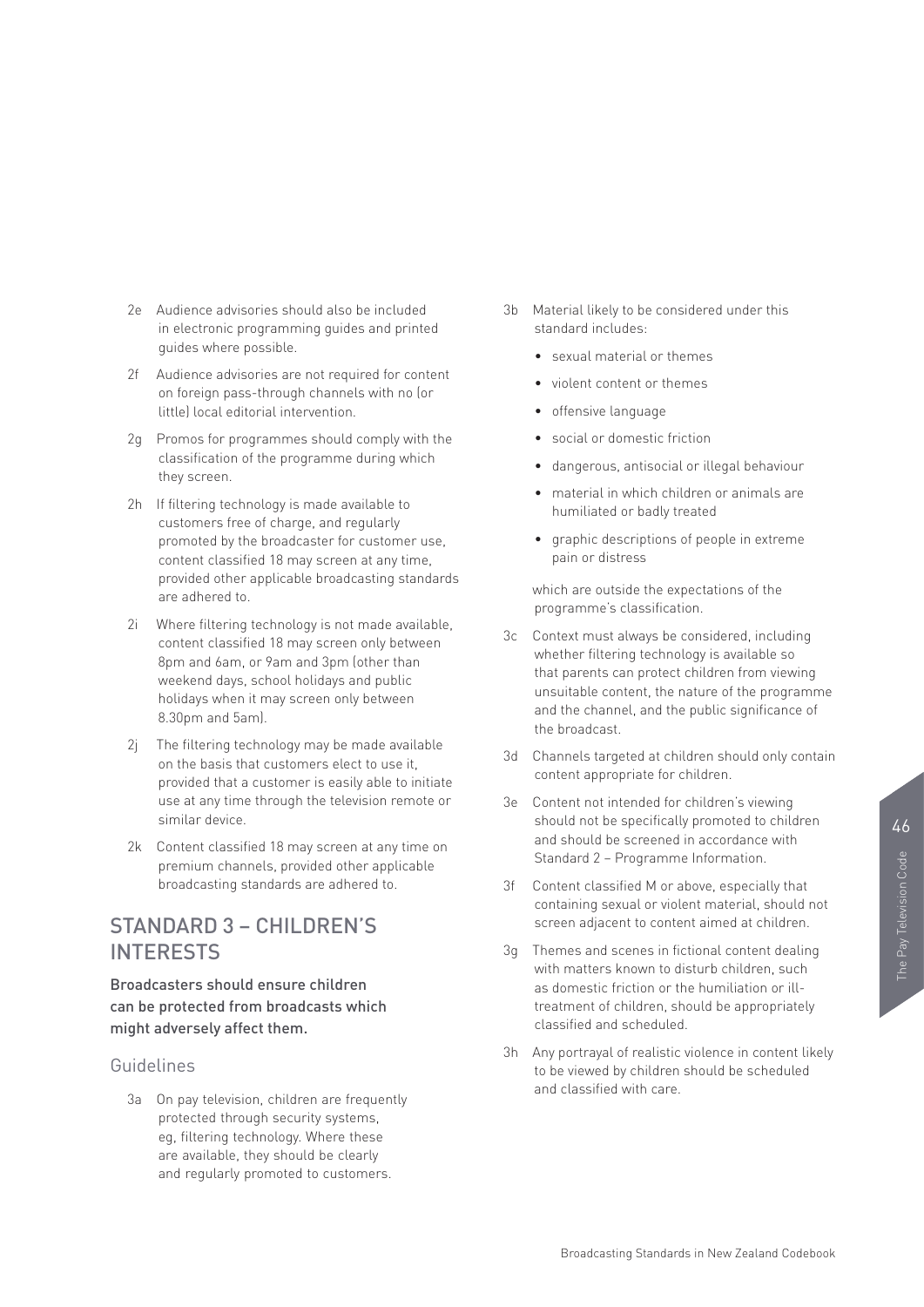2e Audience advisories should also be included in electronic programming guides and printed guides where possible.

2f Audience advisories are not required for content on foreign pass-through channels with no (or little) local editorial intervention.

2g Promos for programmes should comply with the classification of the programme during which they screen.

2h If filtering technology is made available to customers free of charge, and regularly promoted by the broadcaster for customer use, content classified 18 may screen at any time, provided other applicable broadcasting standards are adhered to.

2i Where filtering technology is not made available, content classified 18 may screen only between 8pm and 6am, or 9am and 3pm (other than weekend days, school holidays and public holidays when it may screen only between 8.30pm and 5am).

2j The filtering technology may be made available on the basis that customers elect to use it, provided that a customer is easily able to initiate use at any time through the television remote or similar device.

2k Content classified 18 may screen at any time on premium channels, provided other applicable broadcasting standards are adhered to.

## STANDARD 3 – CHILDREN'S INTERESTS

**Broadcasters should ensure children can be protected from broadcasts which might adversely affect them.**

### Guidelines

3a On pay television, children are frequently protected through security systems, eg, filtering technology. Where these are available, they should be clearly and regularly promoted to customers.

3b Material likely to be considered under this standard includes:

- sexual material or themes
- violent content or themes
- offensive language
- social or domestic friction
- dangerous, antisocial or illegal behaviour
- material in which children or animals are humiliated or badly treated
- graphic descriptions of people in extreme pain or distress

which are outside the expectations of the programme's classification.

3c Context must always be considered, including whether filtering technology is available so that parents can protect children from viewing unsuitable content, the nature of the programme and the channel, and the public significance of the broadcast.

3d Channels targeted at children should only contain content appropriate for children.

3e Content not intended for children's viewing should not be specifically promoted to children and should be screened in accordance with Standard 2 – Programme Information.

3f Content classified M or above, especially that containing sexual or violent material, should not screen adjacent to content aimed at children.

3g Themes and scenes in fictional content dealing with matters known to disturb children, such as domestic friction or the humiliation or ill-treatment of children, should be appropriately classified and scheduled.

3h Any portrayal of realistic violence in content likely to be viewed by children should be scheduled and classified with care.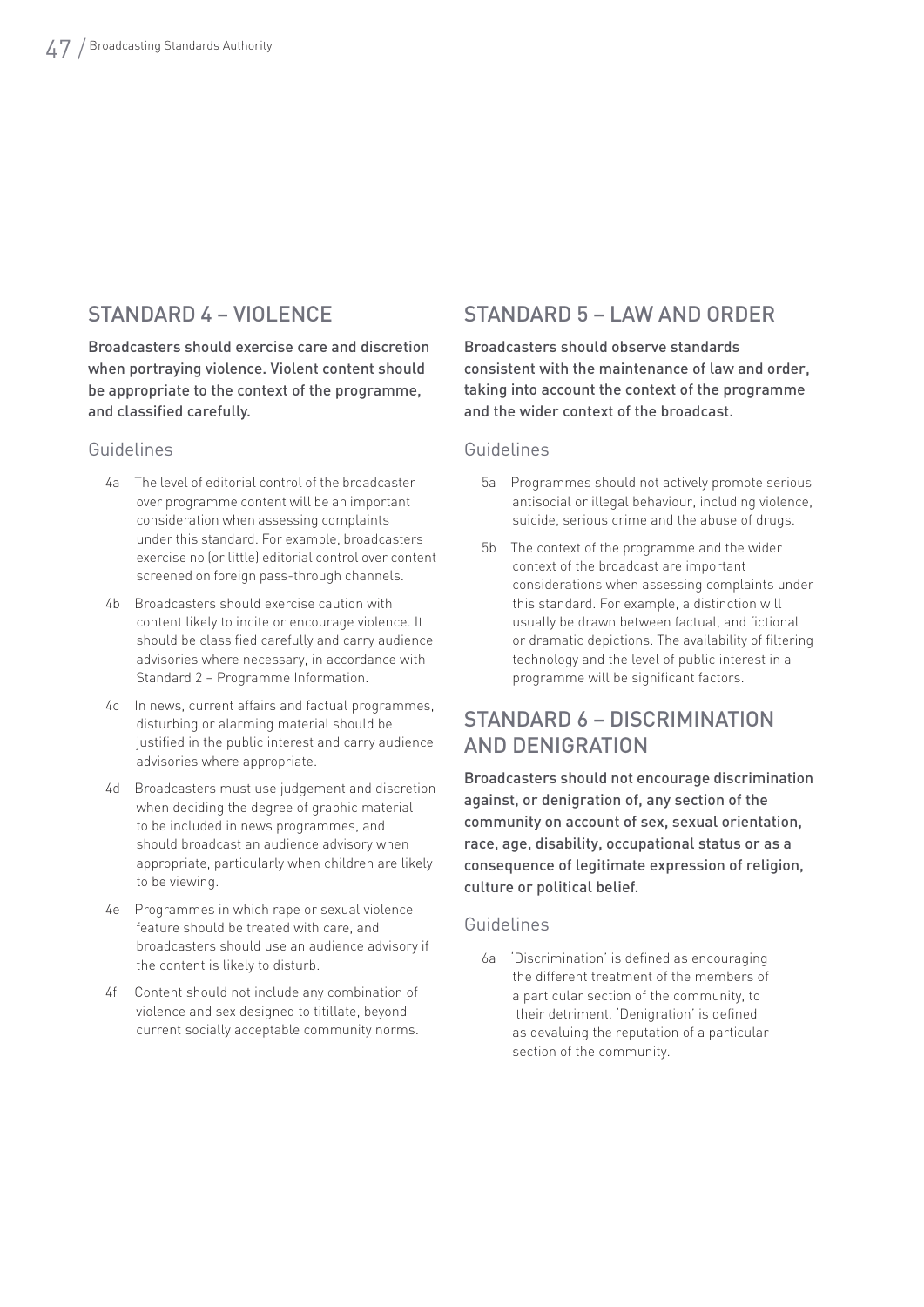## STANDARD 4 – VIOLENCE

**Broadcasters should exercise care and discretion when portraying violence. Violent content should be appropriate to the context of the programme, and classified carefully.**

### Guidelines

4a The level of editorial control of the broadcaster over programme content will be an important consideration when assessing complaints under this standard. For example, broadcasters exercise no (or little) editorial control over content screened on foreign pass-through channels.

4b Broadcasters should exercise caution with content likely to incite or encourage violence. It should be classified carefully and carry audience advisories where necessary, in accordance with Standard 2 – Programme Information.

4c In news, current affairs and factual programmes, disturbing or alarming material should be justified in the public interest and carry audience advisories where appropriate.

4d Broadcasters must use judgement and discretion when deciding the degree of graphic material to be included in news programmes, and should broadcast an audience advisory when appropriate, particularly when children are likely to be viewing.

4e Programmes in which rape or sexual violence feature should be treated with care, and broadcasters should use an audience advisory if the content is likely to disturb.

4f Content should not include any combination of violence and sex designed to titillate, beyond current socially acceptable community norms.

## STANDARD 5 – LAW AND ORDER

**Broadcasters should observe standards consistent with the maintenance of law and order, taking into account the context of the programme and the wider context of the broadcast.**

### Guidelines

5a Programmes should not actively promote serious antisocial or illegal behaviour, including violence, suicide, serious crime and the abuse of drugs.

5b The context of the programme and the wider context of the broadcast are important considerations when assessing complaints under this standard. For example, a distinction will usually be drawn between factual, and fictional or dramatic depictions. The availability of filtering technology and the level of public interest in a programme will be significant factors.

## STANDARD 6 – DISCRIMINATION AND DENIGRATION

**Broadcasters should not encourage discrimination against, or denigration of, any section of the community on account of sex, sexual orientation, race, age, disability, occupational status or as a consequence of legitimate expression of religion, culture or political belief.**

### Guidelines

6a 'Discrimination' is defined as encouraging the different treatment of the members of a particular section of the community, to their detriment. 'Denigration' is defined as devaluing the reputation of a particular section of the community.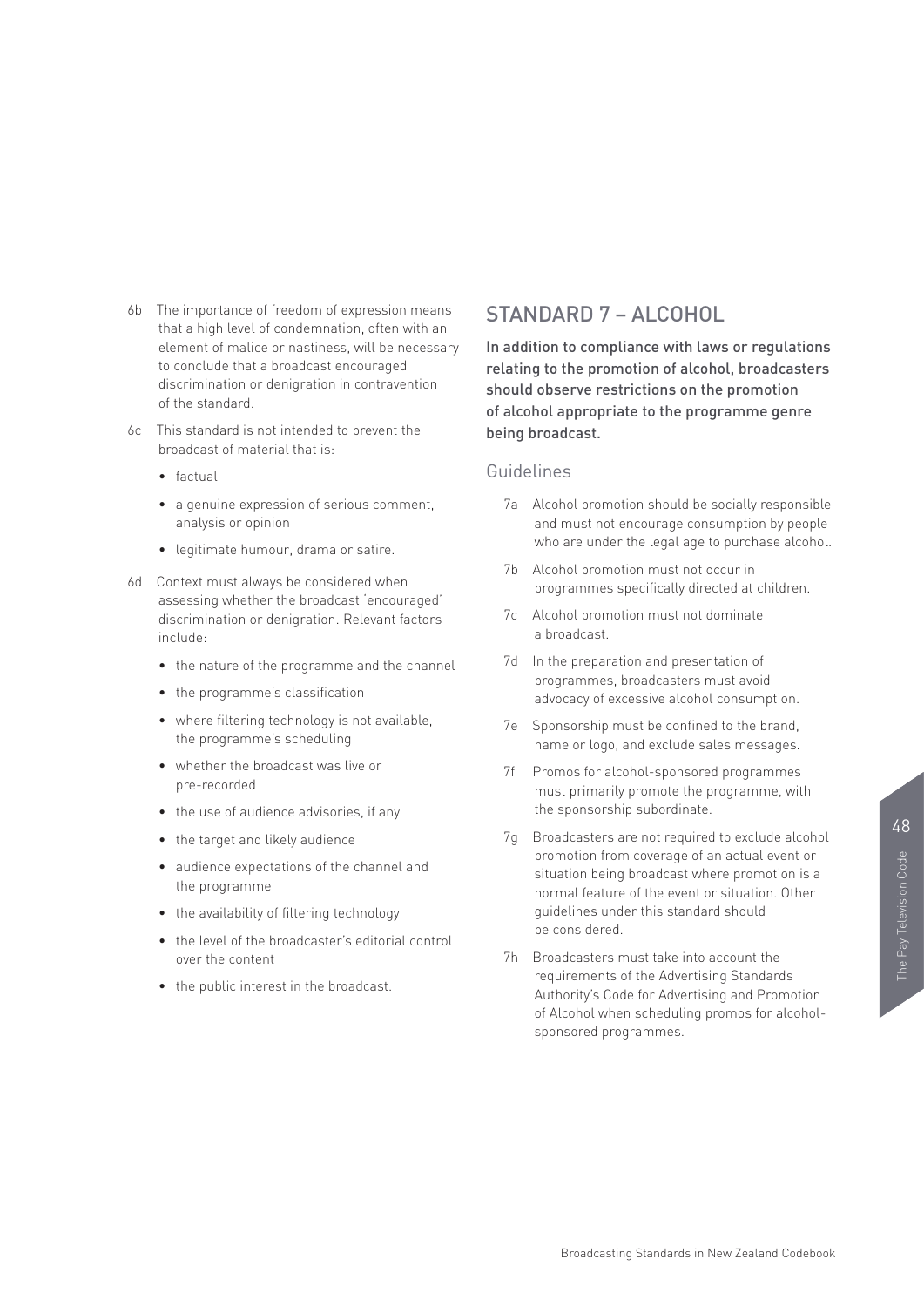6b The importance of freedom of expression means that a high level of condemnation, often with an element of malice or nastiness, will be necessary to conclude that a broadcast encouraged discrimination or denigration in contravention of the standard.

6c This standard is not intended to prevent the broadcast of material that is:

- factual
- a genuine expression of serious comment, analysis or opinion
- legitimate humour, drama or satire.

6d Context must always be considered when assessing whether the broadcast 'encouraged' discrimination or denigration. Relevant factors include:

- the nature of the programme and the channel
- the programme's classification
- where filtering technology is not available, the programme's scheduling
- whether the broadcast was live or pre-recorded
- the use of audience advisories, if any
- the target and likely audience
- audience expectations of the channel and the programme
- the availability of filtering technology
- the level of the broadcaster's editorial control over the content
- the public interest in the broadcast.

## STANDARD 7 – ALCOHOL

**In addition to compliance with laws or regulations relating to the promotion of alcohol, broadcasters should observe restrictions on the promotion of alcohol appropriate to the programme genre being broadcast.**

### Guidelines

7a Alcohol promotion should be socially responsible and must not encourage consumption by people who are under the legal age to purchase alcohol.

7b Alcohol promotion must not occur in programmes specifically directed at children.

7c Alcohol promotion must not dominate a broadcast.

7d In the preparation and presentation of programmes, broadcasters must avoid advocacy of excessive alcohol consumption.

7e Sponsorship must be confined to the brand, name or logo, and exclude sales messages.

7f Promos for alcohol-sponsored programmes must primarily promote the programme, with the sponsorship subordinate.

7g Broadcasters are not required to exclude alcohol promotion from coverage of an actual event or situation being broadcast where promotion is a normal feature of the event or situation. Other guidelines under this standard should be considered.

7h Broadcasters must take into account the requirements of the Advertising Standards Authority's Code for Advertising and Promotion of Alcohol when scheduling promos for alcohol-sponsored programmes.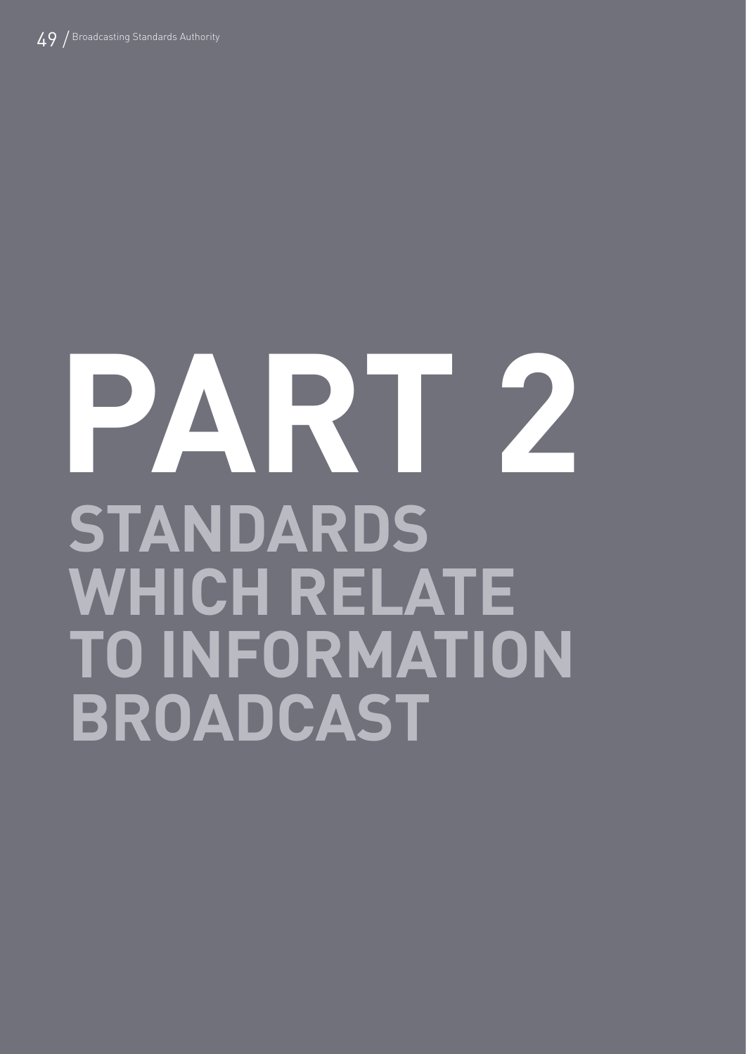# PART 2

## STANDARDS WHICH RELATE TO INFORMATION BROADCAST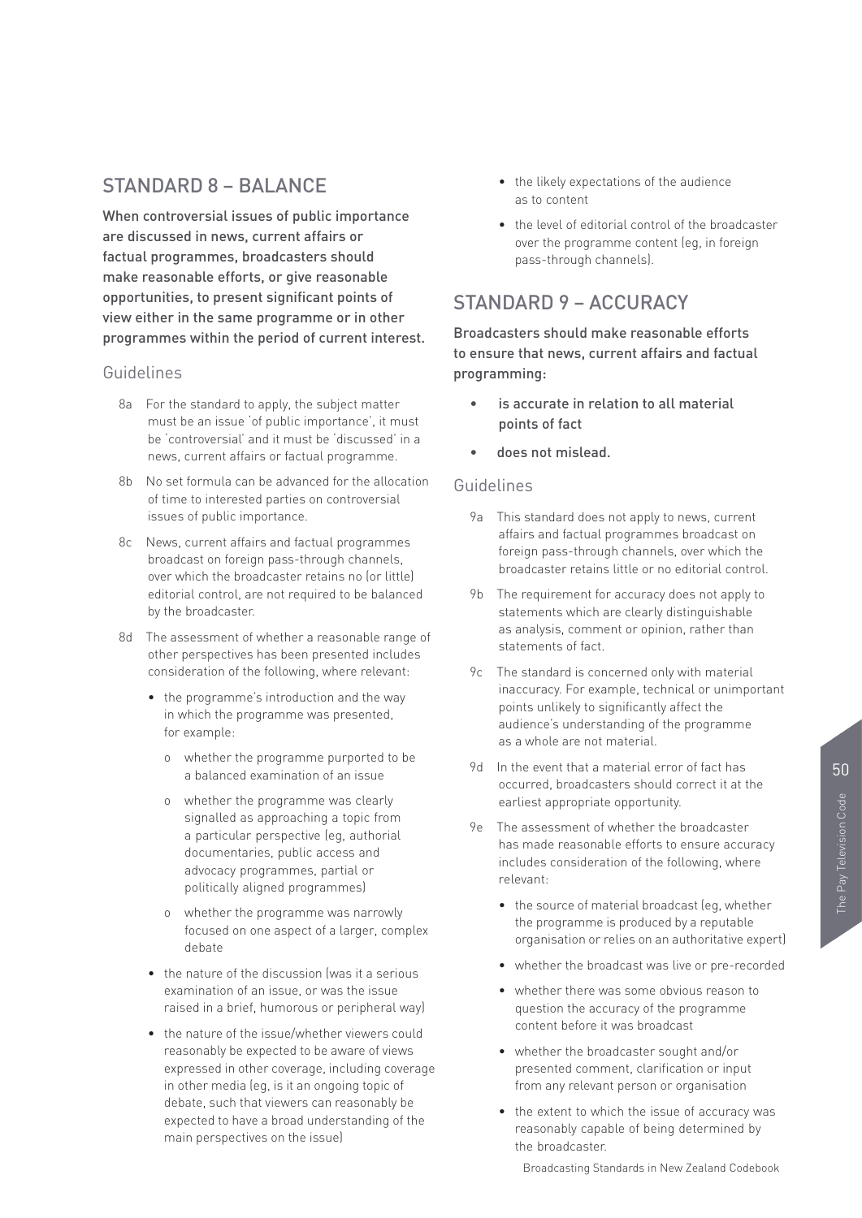## STANDARD 8 – BALANCE

**When controversial issues of public importance are discussed in news, current affairs or factual programmes, broadcasters should make reasonable efforts, or give reasonable opportunities, to present significant points of view either in the same programme or in other programmes within the period of current interest.**

### Guidelines

8a For the standard to apply, the subject matter must be an issue 'of public importance', it must be 'controversial' and it must be 'discussed' in a news, current affairs or factual programme.

8b No set formula can be advanced for the allocation of time to interested parties on controversial issues of public importance.

8c News, current affairs and factual programmes broadcast on foreign pass-through channels, over which the broadcaster retains no (or little) editorial control, are not required to be balanced by the broadcaster.

8d The assessment of whether a reasonable range of other perspectives has been presented includes consideration of the following, where relevant:

- the programme's introduction and the way in which the programme was presented, for example:
  - whether the programme purported to be a balanced examination of an issue
  - whether the programme was clearly signalled as approaching a topic from a particular perspective (eg, authorial documentaries, public access and advocacy programmes, partial or politically aligned programmes)
  - whether the programme was narrowly focused on one aspect of a larger, complex debate
- the nature of the discussion (was it a serious examination of an issue, or was the issue raised in a brief, humorous or peripheral way)
- the nature of the issue/whether viewers could reasonably be expected to be aware of views expressed in other coverage, including coverage in other media (eg, is it an ongoing topic of debate, such that viewers can reasonably be expected to have a broad understanding of the main perspectives on the issue)
- the likely expectations of the audience as to content
- the level of editorial control of the broadcaster over the programme content (eg, in foreign pass-through channels).

## STANDARD 9 – ACCURACY

**Broadcasters should make reasonable efforts to ensure that news, current affairs and factual programming:**

- **is accurate in relation to all material points of fact**
- **does not mislead.**

### Guidelines

9a This standard does not apply to news, current affairs and factual programmes broadcast on foreign pass-through channels, over which the broadcaster retains little or no editorial control.

9b The requirement for accuracy does not apply to statements which are clearly distinguishable as analysis, comment or opinion, rather than statements of fact.

9c The standard is concerned only with material inaccuracy. For example, technical or unimportant points unlikely to significantly affect the audience's understanding of the programme as a whole are not material.

9d In the event that a material error of fact has occurred, broadcasters should correct it at the earliest appropriate opportunity.

9e The assessment of whether the broadcaster has made reasonable efforts to ensure accuracy includes consideration of the following, where relevant:

- the source of material broadcast (eg, whether the programme is produced by a reputable organisation or relies on an authoritative expert)
- whether the broadcast was live or pre-recorded
- whether there was some obvious reason to question the accuracy of the programme content before it was broadcast
- whether the broadcaster sought and/or presented comment, clarification or input from any relevant person or organisation
- the extent to which the issue of accuracy was reasonably capable of being determined by the broadcaster.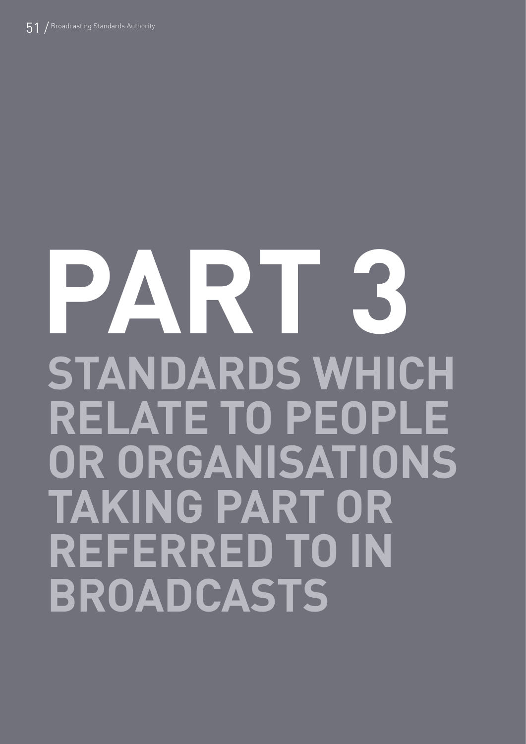# PART 3

## STANDARDS WHICH RELATE TO PEOPLE OR ORGANISATIONS TAKING PART OR REFERRED TO IN BROADCASTS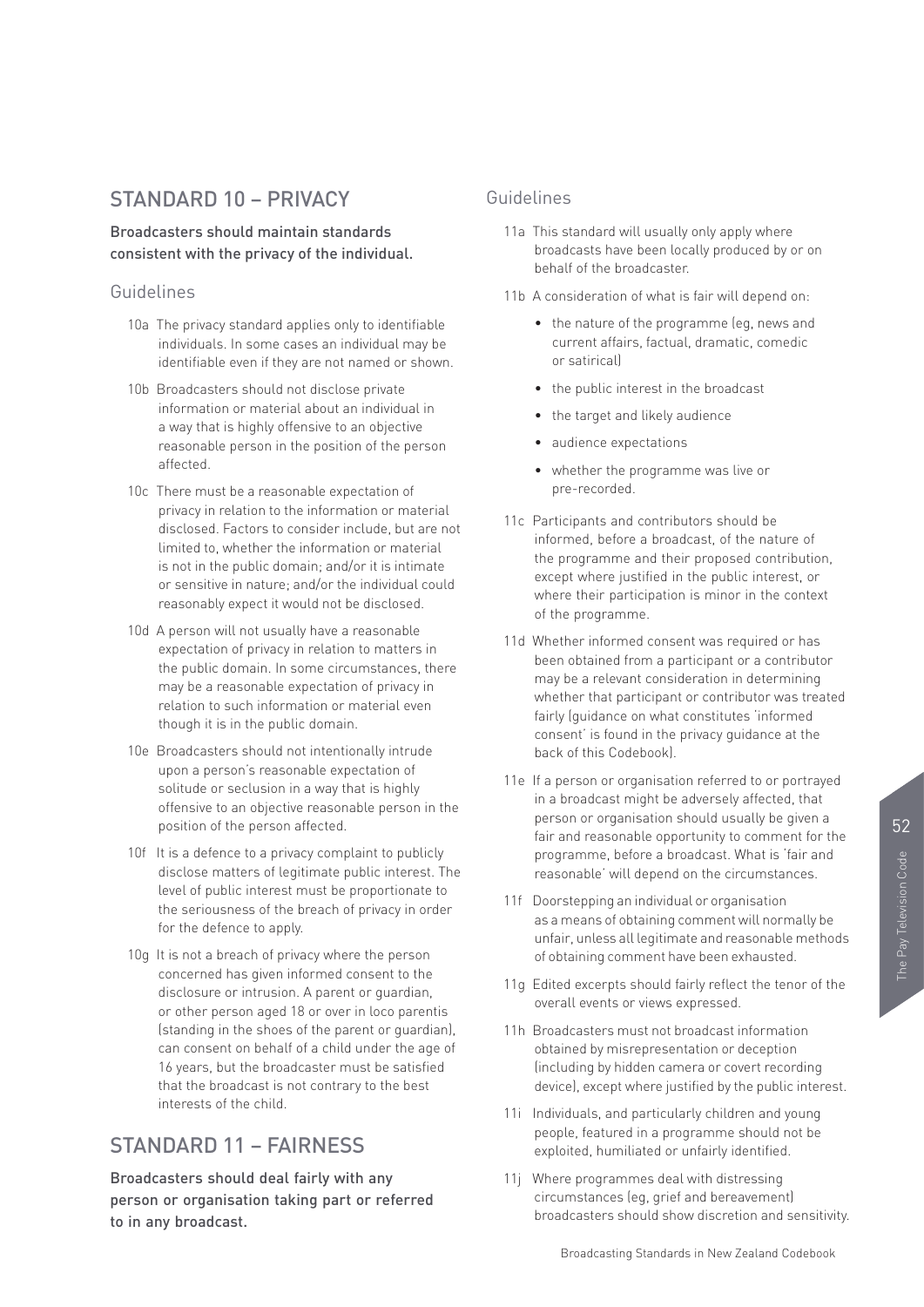## STANDARD 10 – PRIVACY

**Broadcasters should maintain standards consistent with the privacy of the individual.**

### Guidelines

10a The privacy standard applies only to identifiable individuals. In some cases an individual may be identifiable even if they are not named or shown.

10b Broadcasters should not disclose private information or material about an individual in a way that is highly offensive to an objective reasonable person in the position of the person affected.

10c There must be a reasonable expectation of privacy in relation to the information or material disclosed. Factors to consider include, but are not limited to, whether the information or material is not in the public domain; and/or it is intimate or sensitive in nature; and/or the individual could reasonably expect it would not be disclosed.

10d A person will not usually have a reasonable expectation of privacy in relation to matters in the public domain. In some circumstances, there may be a reasonable expectation of privacy in relation to such information or material even though it is in the public domain.

10e Broadcasters should not intentionally intrude upon a person's reasonable expectation of solitude or seclusion in a way that is highly offensive to an objective reasonable person in the position of the person affected.

10f It is a defence to a privacy complaint to publicly disclose matters of legitimate public interest. The level of public interest must be proportionate to the seriousness of the breach of privacy in order for the defence to apply.

10g It is not a breach of privacy where the person concerned has given informed consent to the disclosure or intrusion. A parent or guardian, or other person aged 18 or over in loco parentis (standing in the shoes of the parent or guardian), can consent on behalf of a child under the age of 16 years, but the broadcaster must be satisfied that the broadcast is not contrary to the best interests of the child.

## STANDARD 11 – FAIRNESS

**Broadcasters should deal fairly with any person or organisation taking part or referred to in any broadcast.**

### Guidelines

11a This standard will usually only apply where broadcasts have been locally produced by or on behalf of the broadcaster.

11b A consideration of what is fair will depend on:

- the nature of the programme (eg, news and current affairs, factual, dramatic, comedic or satirical)
- the public interest in the broadcast
- the target and likely audience
- audience expectations
- whether the programme was live or pre-recorded.

11c Participants and contributors should be informed, before a broadcast, of the nature of the programme and their proposed contribution, except where justified in the public interest, or where their participation is minor in the context of the programme.

11d Whether informed consent was required or has been obtained from a participant or a contributor may be a relevant consideration in determining whether that participant or contributor was treated fairly (guidance on what constitutes 'informed consent' is found in the privacy guidance at the back of this Codebook).

11e If a person or organisation referred to or portrayed in a broadcast might be adversely affected, that person or organisation should usually be given a fair and reasonable opportunity to comment for the programme, before a broadcast. What is 'fair and reasonable' will depend on the circumstances.

11f Doorstepping an individual or organisation as a means of obtaining comment will normally be unfair, unless all legitimate and reasonable methods of obtaining comment have been exhausted.

11g Edited excerpts should fairly reflect the tenor of the overall events or views expressed.

11h Broadcasters must not broadcast information obtained by misrepresentation or deception (including by hidden camera or covert recording device), except where justified by the public interest.

11i Individuals, and particularly children and young people, featured in a programme should not be exploited, humiliated or unfairly identified.

11j Where programmes deal with distressing circumstances (eg, grief and bereavement) broadcasters should show discretion and sensitivity.